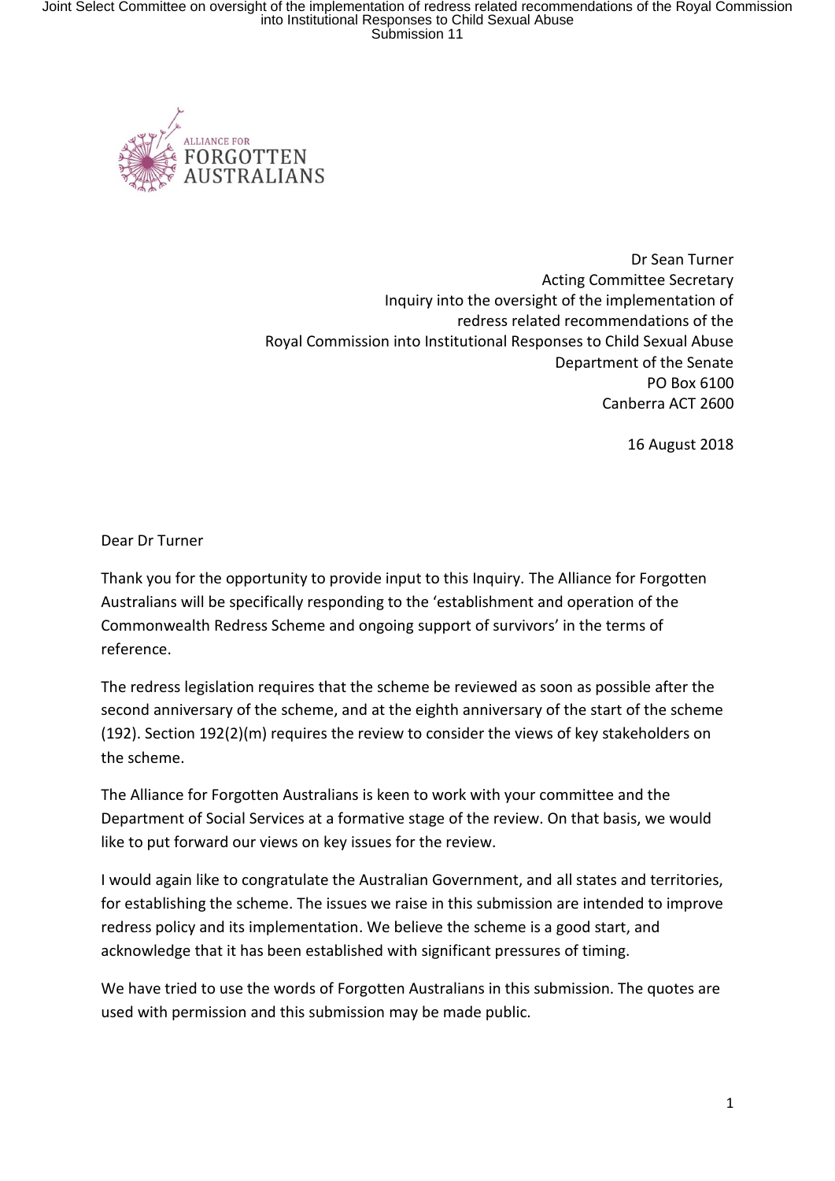ALLIANCE FOR FORGOTTEN AUSTRALIANS

Dr Sean Turner
Acting Committee Secretary
Inquiry into the oversight of the implementation of
redress related recommendations of the
Royal Commission into Institutional Responses to Child Sexual Abuse
Department of the Senate
PO Box 6100
Canberra ACT 2600

16 August 2018

Dear Dr Turner

Thank you for the opportunity to provide input to this Inquiry. The Alliance for Forgotten Australians will be specifically responding to the 'establishment and operation of the Commonwealth Redress Scheme and ongoing support of survivors' in the terms of reference.

The redress legislation requires that the scheme be reviewed as soon as possible after the second anniversary of the scheme, and at the eighth anniversary of the start of the scheme (192). Section 192(2)(m) requires the review to consider the views of key stakeholders on the scheme.

The Alliance for Forgotten Australians is keen to work with your committee and the Department of Social Services at a formative stage of the review. On that basis, we would like to put forward our views on key issues for the review.

I would again like to congratulate the Australian Government, and all states and territories, for establishing the scheme. The issues we raise in this submission are intended to improve redress policy and its implementation. We believe the scheme is a good start, and acknowledge that it has been established with significant pressures of timing.

We have tried to use the words of Forgotten Australians in this submission. The quotes are used with permission and this submission may be made public.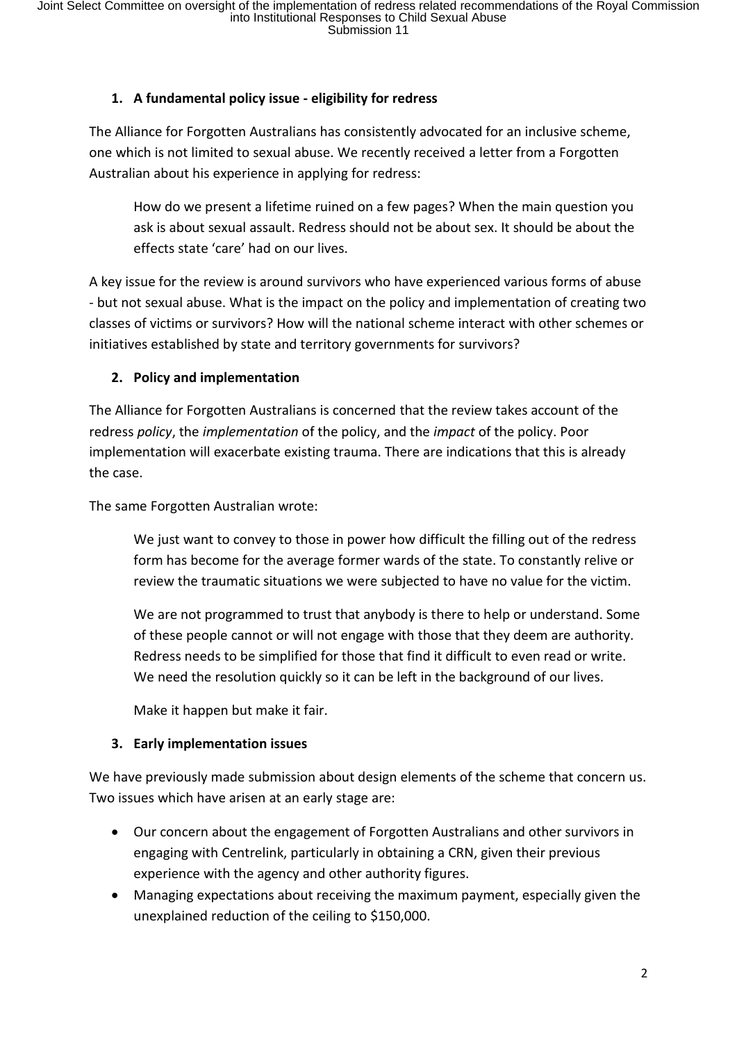## 1. A fundamental policy issue - eligibility for redress

The Alliance for Forgotten Australians has consistently advocated for an inclusive scheme, one which is not limited to sexual abuse. We recently received a letter from a Forgotten Australian about his experience in applying for redress:

> How do we present a lifetime ruined on a few pages? When the main question you ask is about sexual assault. Redress should not be about sex. It should be about the effects state 'care' had on our lives.

A key issue for the review is around survivors who have experienced various forms of abuse - but not sexual abuse. What is the impact on the policy and implementation of creating two classes of victims or survivors? How will the national scheme interact with other schemes or initiatives established by state and territory governments for survivors?

## 2. Policy and implementation

The Alliance for Forgotten Australians is concerned that the review takes account of the redress *policy*, the *implementation* of the policy, and the *impact* of the policy. Poor implementation will exacerbate existing trauma. There are indications that this is already the case.

The same Forgotten Australian wrote:

> We just want to convey to those in power how difficult the filling out of the redress form has become for the average former wards of the state. To constantly relive or review the traumatic situations we were subjected to have no value for the victim.
>
> We are not programmed to trust that anybody is there to help or understand. Some of these people cannot or will not engage with those that they deem are authority. Redress needs to be simplified for those that find it difficult to even read or write. We need the resolution quickly so it can be left in the background of our lives.
>
> Make it happen but make it fair.

## 3. Early implementation issues

We have previously made submission about design elements of the scheme that concern us. Two issues which have arisen at an early stage are:

- Our concern about the engagement of Forgotten Australians and other survivors in engaging with Centrelink, particularly in obtaining a CRN, given their previous experience with the agency and other authority figures.
- Managing expectations about receiving the maximum payment, especially given the unexplained reduction of the ceiling to $150,000.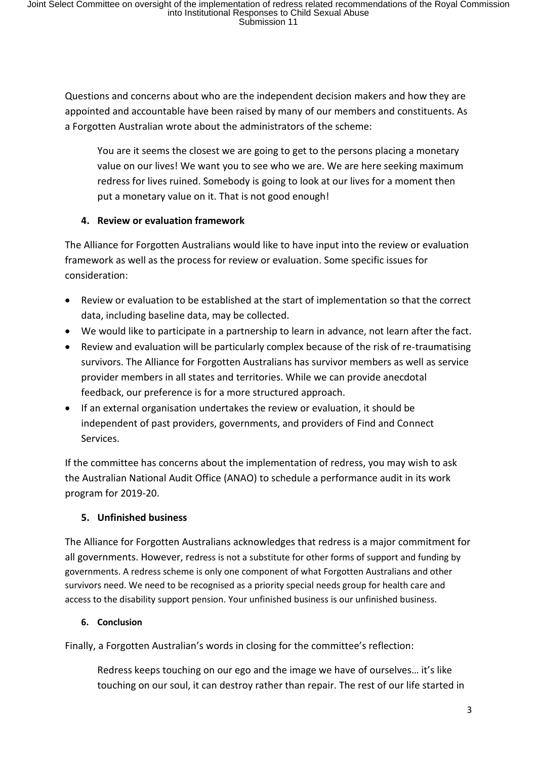Questions and concerns about who are the independent decision makers and how they are appointed and accountable have been raised by many of our members and constituents. As a Forgotten Australian wrote about the administrators of the scheme:

> You are it seems the closest we are going to get to the persons placing a monetary value on our lives! We want you to see who we are. We are here seeking maximum redress for lives ruined. Somebody is going to look at our lives for a moment then put a monetary value on it. That is not good enough!

### 4. Review or evaluation framework

The Alliance for Forgotten Australians would like to have input into the review or evaluation framework as well as the process for review or evaluation. Some specific issues for consideration:

- Review or evaluation to be established at the start of implementation so that the correct data, including baseline data, may be collected.
- We would like to participate in a partnership to learn in advance, not learn after the fact.
- Review and evaluation will be particularly complex because of the risk of re-traumatising survivors. The Alliance for Forgotten Australians has survivor members as well as service provider members in all states and territories. While we can provide anecdotal feedback, our preference is for a more structured approach.
- If an external organisation undertakes the review or evaluation, it should be independent of past providers, governments, and providers of Find and Connect Services.

If the committee has concerns about the implementation of redress, you may wish to ask the Australian National Audit Office (ANAO) to schedule a performance audit in its work program for 2019-20.

### 5. Unfinished business

The Alliance for Forgotten Australians acknowledges that redress is a major commitment for all governments. However, redress is not a substitute for other forms of support and funding by governments. A redress scheme is only one component of what Forgotten Australians and other survivors need. We need to be recognised as a priority special needs group for health care and access to the disability support pension. Your unfinished business is our unfinished business.

### 6. Conclusion

Finally, a Forgotten Australian's words in closing for the committee's reflection:

> Redress keeps touching on our ego and the image we have of ourselves… it's like touching on our soul, it can destroy rather than repair. The rest of our life started in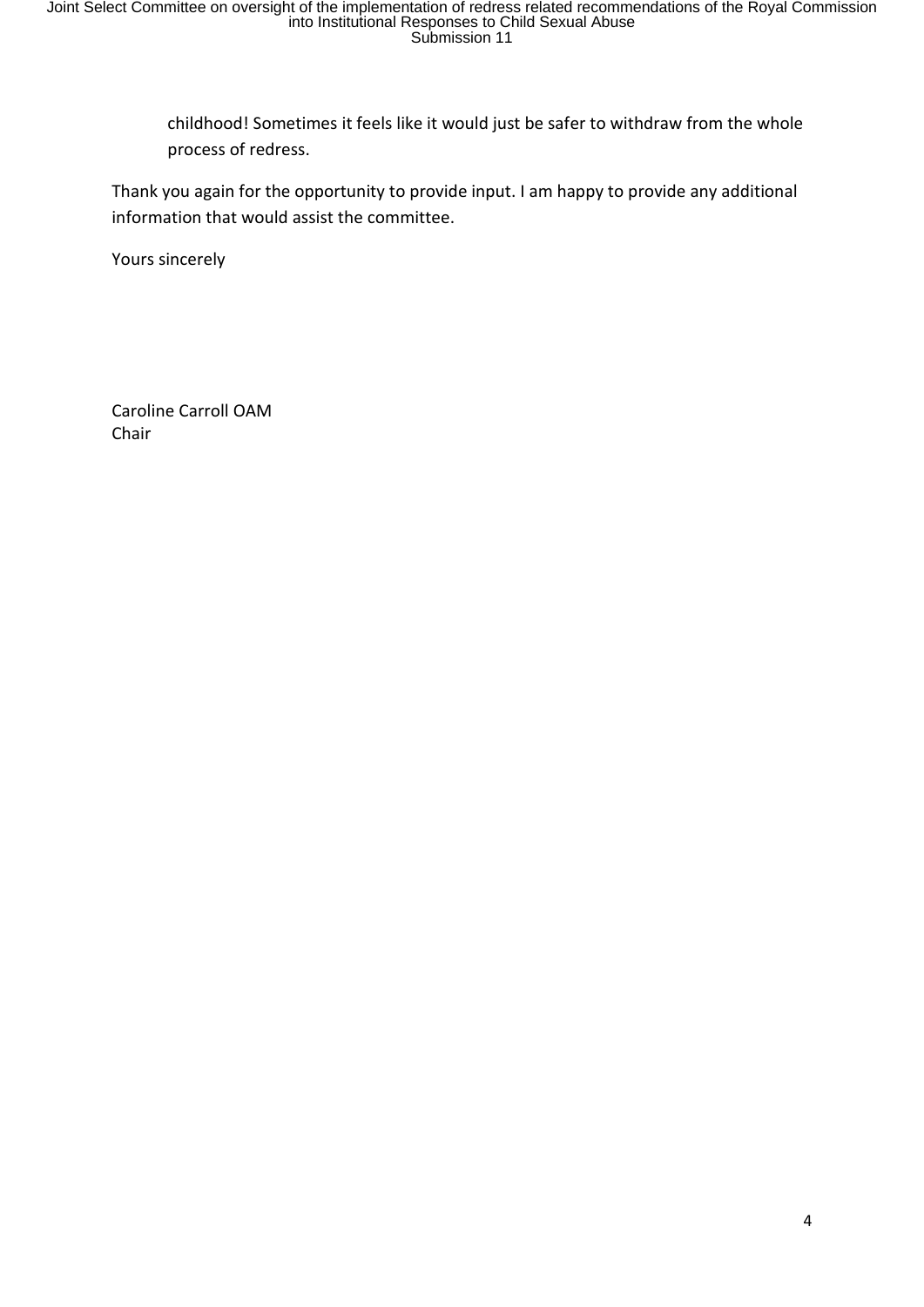> childhood! Sometimes it feels like it would just be safer to withdraw from the whole process of redress.

Thank you again for the opportunity to provide input. I am happy to provide any additional information that would assist the committee.

Yours sincerely

Caroline Carroll OAM
Chair